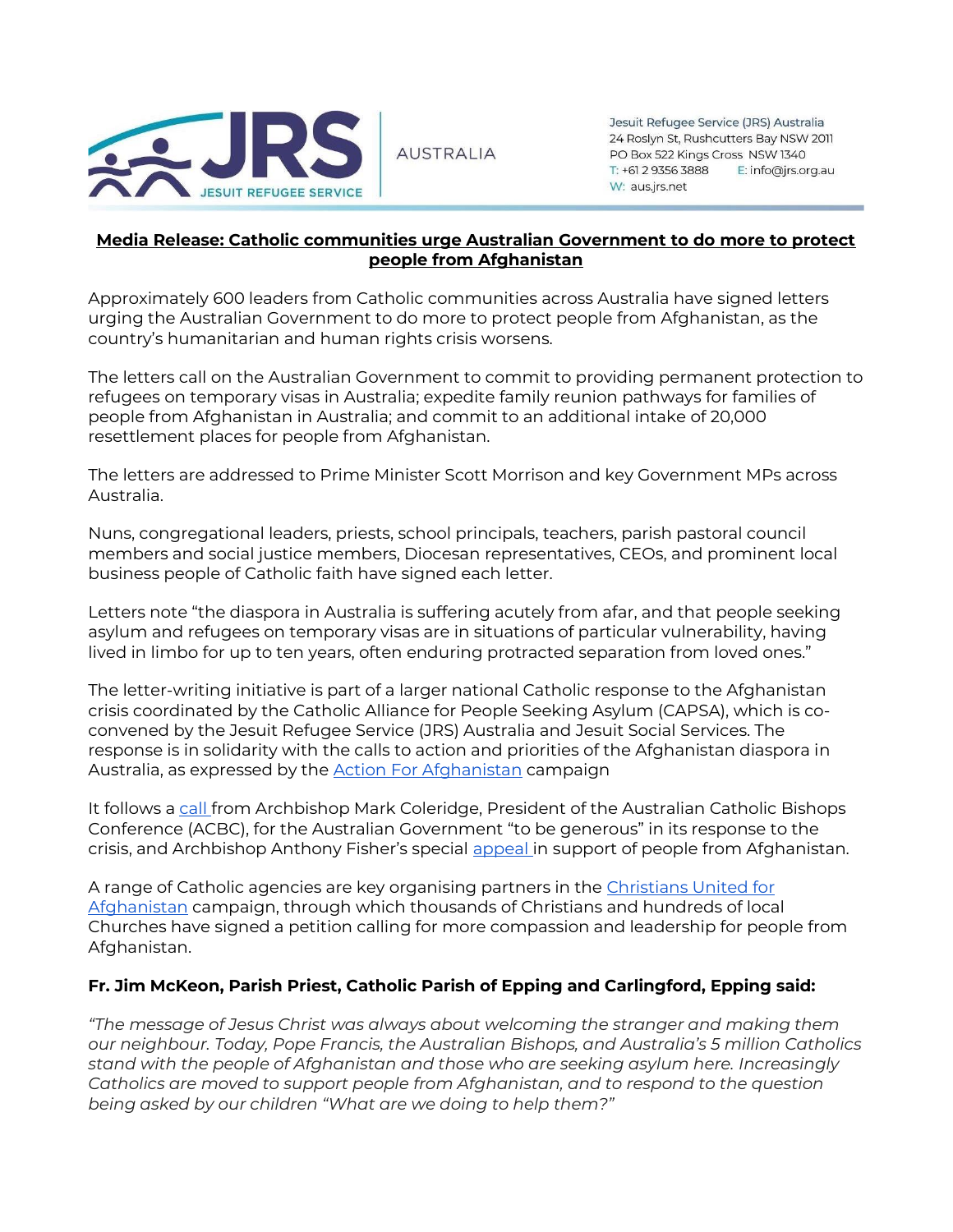Jesuit Refugee Service (JRS) Australia
24 Roslyn St, Rushcutters Bay NSW 2011
PO Box 522 Kings Cross NSW 1340
T: +61 2 9356 3888 E: info@jrs.org.au
W: aus.jrs.net

# Media Release: Catholic communities urge Australian Government to do more to protect people from Afghanistan

Approximately 600 leaders from Catholic communities across Australia have signed letters urging the Australian Government to do more to protect people from Afghanistan, as the country's humanitarian and human rights crisis worsens.

The letters call on the Australian Government to commit to providing permanent protection to refugees on temporary visas in Australia; expedite family reunion pathways for families of people from Afghanistan in Australia; and commit to an additional intake of 20,000 resettlement places for people from Afghanistan.

The letters are addressed to Prime Minister Scott Morrison and key Government MPs across Australia.

Nuns, congregational leaders, priests, school principals, teachers, parish pastoral council members and social justice members, Diocesan representatives, CEOs, and prominent local business people of Catholic faith have signed each letter.

Letters note "the diaspora in Australia is suffering acutely from afar, and that people seeking asylum and refugees on temporary visas are in situations of particular vulnerability, having lived in limbo for up to ten years, often enduring protracted separation from loved ones."

The letter-writing initiative is part of a larger national Catholic response to the Afghanistan crisis coordinated by the Catholic Alliance for People Seeking Asylum (CAPSA), which is co-convened by the Jesuit Refugee Service (JRS) Australia and Jesuit Social Services. The response is in solidarity with the calls to action and priorities of the Afghanistan diaspora in Australia, as expressed by the Action For Afghanistan campaign

It follows a call from Archbishop Mark Coleridge, President of the Australian Catholic Bishops Conference (ACBC), for the Australian Government "to be generous" in its response to the crisis, and Archbishop Anthony Fisher's special appeal in support of people from Afghanistan.

A range of Catholic agencies are key organising partners in the Christians United for Afghanistan campaign, through which thousands of Christians and hundreds of local Churches have signed a petition calling for more compassion and leadership for people from Afghanistan.

**Fr. Jim McKeon, Parish Priest, Catholic Parish of Epping and Carlingford, Epping said:**

*"The message of Jesus Christ was always about welcoming the stranger and making them our neighbour. Today, Pope Francis, the Australian Bishops, and Australia's 5 million Catholics stand with the people of Afghanistan and those who are seeking asylum here. Increasingly Catholics are moved to support people from Afghanistan, and to respond to the question being asked by our children "What are we doing to help them?"*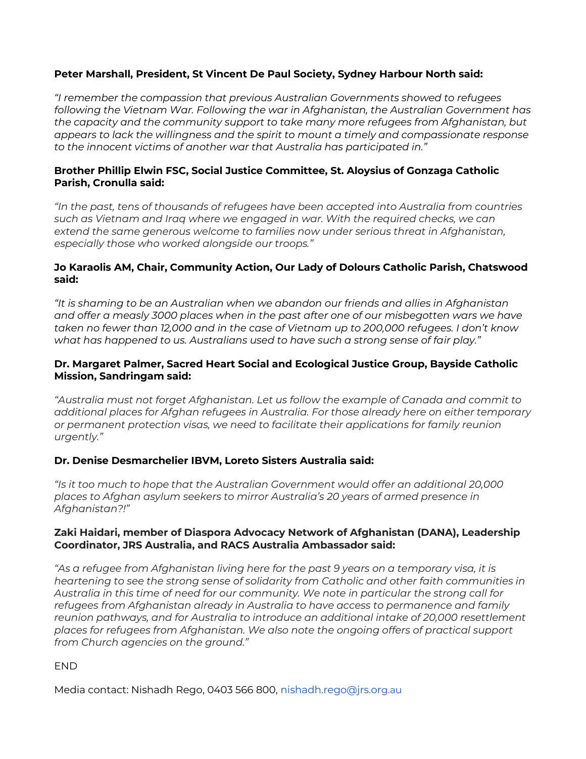**Peter Marshall, President, St Vincent De Paul Society, Sydney Harbour North said:**

*"I remember the compassion that previous Australian Governments showed to refugees following the Vietnam War. Following the war in Afghanistan, the Australian Government has the capacity and the community support to take many more refugees from Afghanistan, but appears to lack the willingness and the spirit to mount a timely and compassionate response to the innocent victims of another war that Australia has participated in."*

**Brother Phillip Elwin FSC, Social Justice Committee, St. Aloysius of Gonzaga Catholic Parish, Cronulla said:**

*"In the past, tens of thousands of refugees have been accepted into Australia from countries such as Vietnam and Iraq where we engaged in war. With the required checks, we can extend the same generous welcome to families now under serious threat in Afghanistan, especially those who worked alongside our troops."*

**Jo Karaolis AM, Chair, Community Action, Our Lady of Dolours Catholic Parish, Chatswood said:**

*"It is shaming to be an Australian when we abandon our friends and allies in Afghanistan and offer a measly 3000 places when in the past after one of our misbegotten wars we have taken no fewer than 12,000 and in the case of Vietnam up to 200,000 refugees. I don't know what has happened to us. Australians used to have such a strong sense of fair play."*

**Dr. Margaret Palmer, Sacred Heart Social and Ecological Justice Group, Bayside Catholic Mission, Sandringam said:**

*"Australia must not forget Afghanistan. Let us follow the example of Canada and commit to additional places for Afghan refugees in Australia. For those already here on either temporary or permanent protection visas, we need to facilitate their applications for family reunion urgently."*

**Dr. Denise Desmarchelier IBVM, Loreto Sisters Australia said:**

*"Is it too much to hope that the Australian Government would offer an additional 20,000 places to Afghan asylum seekers to mirror Australia's 20 years of armed presence in Afghanistan?!"*

**Zaki Haidari, member of Diaspora Advocacy Network of Afghanistan (DANA), Leadership Coordinator, JRS Australia, and RACS Australia Ambassador said:**

*"As a refugee from Afghanistan living here for the past 9 years on a temporary visa, it is heartening to see the strong sense of solidarity from Catholic and other faith communities in Australia in this time of need for our community. We note in particular the strong call for refugees from Afghanistan already in Australia to have access to permanence and family reunion pathways, and for Australia to introduce an additional intake of 20,000 resettlement places for refugees from Afghanistan. We also note the ongoing offers of practical support from Church agencies on the ground."*

END

Media contact: Nishadh Rego, 0403 566 800, nishadh.rego@jrs.org.au